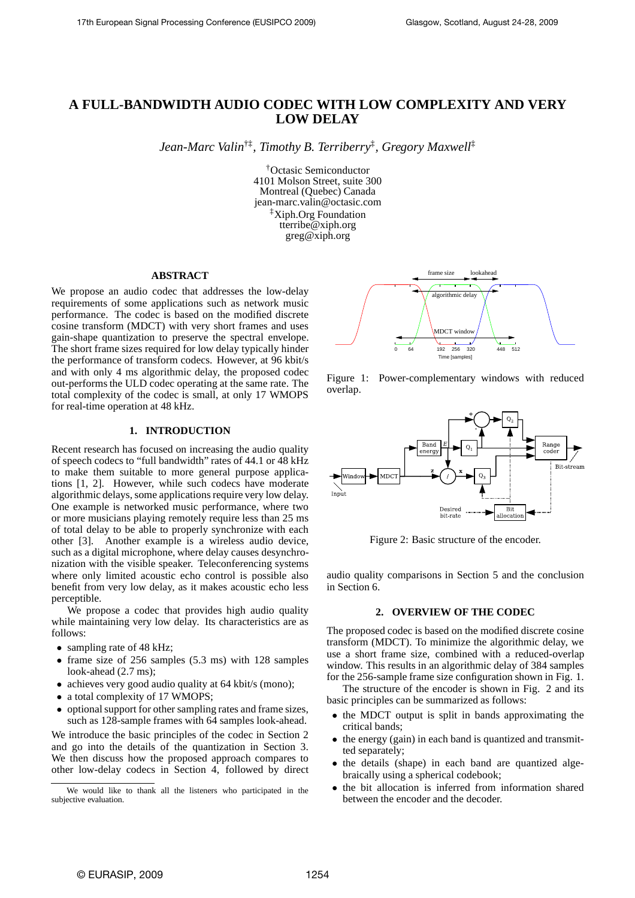# A FULL-BANDWIDTH AUDIO CODEC WITH LOW COMPLEXITY AND VERY LOW DELAY

*Jean-Marc Valin*[†‡], *Timothy B. Terriberry*[‡], *Gregory Maxwell*[‡]

[†]Octasic Semiconductor
4101 Molson Street, suite 300
Montreal (Quebec) Canada
jean-marc.valin@octasic.com
[‡]Xiph.Org Foundation
tterribe@xiph.org
greg@xiph.org

## ABSTRACT

We propose an audio codec that addresses the low-delay requirements of some applications such as network music performance. The codec is based on the modified discrete cosine transform (MDCT) with very short frames and uses gain-shape quantization to preserve the spectral envelope. The short frame sizes required for low delay typically hinder the performance of transform codecs. However, at 96 kbit/s and with only 4 ms algorithmic delay, the proposed codec out-performs the ULD codec operating at the same rate. The total complexity of the codec is small, at only 17 WMOPS for real-time operation at 48 kHz.

## 1. INTRODUCTION

Recent research has focused on increasing the audio quality of speech codecs to "full bandwidth" rates of 44.1 or 48 kHz to make them suitable to more general purpose applications [1, 2]. However, while such codecs have moderate algorithmic delays, some applications require very low delay. One example is networked music performance, where two or more musicians playing remotely require less than 25 ms of total delay to be able to properly synchronize with each other [3]. Another example is a wireless audio device, such as a digital microphone, where delay causes desynchronization with the visible speaker. Teleconferencing systems where only limited acoustic echo control is possible also benefit from very low delay, as it makes acoustic echo less perceptible.

We propose a codec that provides high audio quality while maintaining very low delay. Its characteristics are as follows:

- sampling rate of 48 kHz;
- frame size of 256 samples (5.3 ms) with 128 samples look-ahead (2.7 ms);
- achieves very good audio quality at 64 kbit/s (mono);
- a total complexity of 17 WMOPS;
- optional support for other sampling rates and frame sizes, such as 128-sample frames with 64 samples look-ahead.

We introduce the basic principles of the codec in Section 2 and go into the details of the quantization in Section 3. We then discuss how the proposed approach compares to other low-delay codecs in Section 4, followed by direct audio quality comparisons in Section 5 and the conclusion in Section 6.

We would like to thank all the listeners who participated in the subjective evaluation.

frame size
lookahead
algorithmic delay
MDCT window
0 64 192 256 320 448 512
Time [samples]

Figure 1: Power-complementary windows with reduced overlap.

Input
Window
MDCT
Band energy
E
z
/
x
$Q_1$
$Q_2$
$Q_3$
Range coder
Bit-stream
Desired bit-rate
Bit allocation

Figure 2: Basic structure of the encoder.

## 2. OVERVIEW OF THE CODEC

The proposed codec is based on the modified discrete cosine transform (MDCT). To minimize the algorithmic delay, we use a short frame size, combined with a reduced-overlap window. This results in an algorithmic delay of 384 samples for the 256-sample frame size configuration shown in Fig. 1.

The structure of the encoder is shown in Fig. 2 and its basic principles can be summarized as follows:

- the MDCT output is split in bands approximating the critical bands;
- the energy (gain) in each band is quantized and transmitted separately;
- the details (shape) in each band are quantized algebraically using a spherical codebook;
- the bit allocation is inferred from information shared between the encoder and the decoder.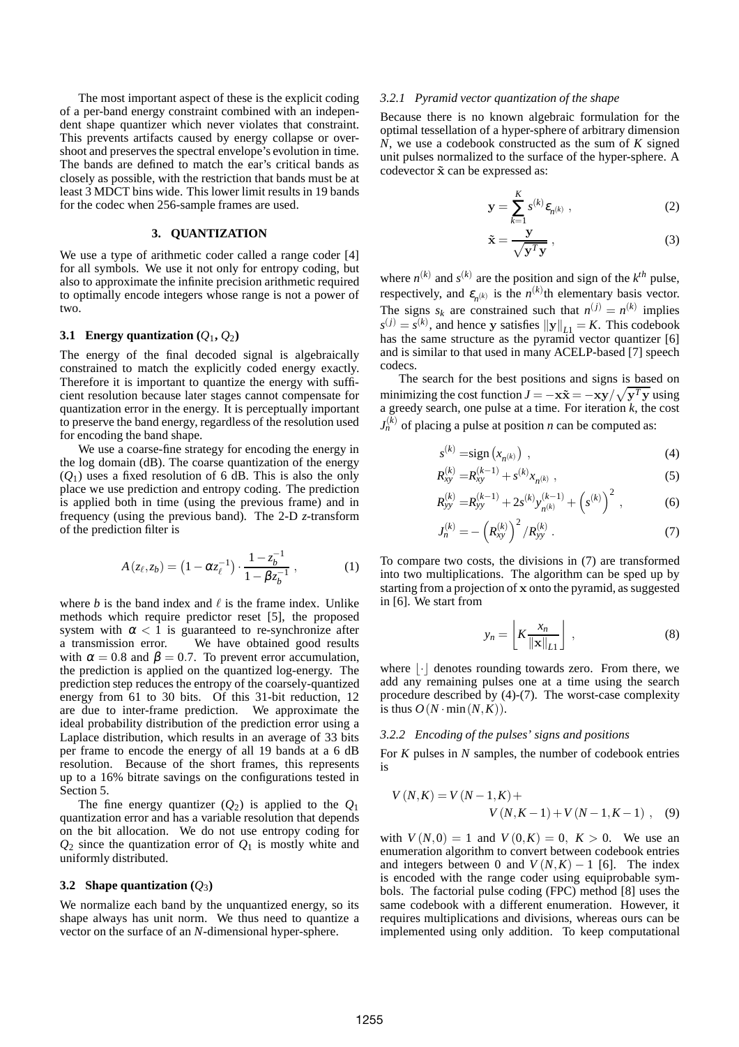The most important aspect of these is the explicit coding of a per-band energy constraint combined with an independent shape quantizer which never violates that constraint. This prevents artifacts caused by energy collapse or overshoot and preserves the spectral envelope's evolution in time. The bands are defined to match the ear's critical bands as closely as possible, with the restriction that bands must be at least 3 MDCT bins wide. This lower limit results in 19 bands for the codec when 256-sample frames are used.

## 3. QUANTIZATION

We use a type of arithmetic coder called a range coder [4] for all symbols. We use it not only for entropy coding, but also to approximate the infinite precision arithmetic required to optimally encode integers whose range is not a power of two.

### 3.1 Energy quantization ($Q_1$, $Q_2$)

The energy of the final decoded signal is algebraically constrained to match the explicitly coded energy exactly. Therefore it is important to quantize the energy with sufficient resolution because later stages cannot compensate for quantization error in the energy. It is perceptually important to preserve the band energy, regardless of the resolution used for encoding the band shape.

We use a coarse-fine strategy for encoding the energy in the log domain (dB). The coarse quantization of the energy ($Q_1$) uses a fixed resolution of 6 dB. This is also the only place we use prediction and entropy coding. The prediction is applied both in time (using the previous frame) and in frequency (using the previous band). The 2-D $z$-transform of the prediction filter is

$$A(z_\ell, z_b) = \left(1 - \alpha z_\ell^{-1}\right) \cdot \frac{1 - z_b^{-1}}{1 - \beta z_b^{-1}} , \tag{1}$$

where $b$ is the band index and $\ell$ is the frame index. Unlike methods which require predictor reset [5], the proposed system with $\alpha < 1$ is guaranteed to re-synchronize after a transmission error. We have obtained good results with $\alpha = 0.8$ and $\beta = 0.7$. To prevent error accumulation, the prediction is applied on the quantized log-energy. The prediction step reduces the entropy of the coarsely-quantized energy from 61 to 30 bits. Of this 31-bit reduction, 12 are due to inter-frame prediction. We approximate the ideal probability distribution of the prediction error using a Laplace distribution, which results in an average of 33 bits per frame to encode the energy of all 19 bands at a 6 dB resolution. Because of the short frames, this represents up to a 16% bitrate savings on the configurations tested in Section 5.

The fine energy quantizer ($Q_2$) is applied to the $Q_1$ quantization error and has a variable resolution that depends on the bit allocation. We do not use entropy coding for $Q_2$ since the quantization error of $Q_1$ is mostly white and uniformly distributed.

### 3.2 Shape quantization ($Q_3$)

We normalize each band by the unquantized energy, so its shape always has unit norm. We thus need to quantize a vector on the surface of an $N$-dimensional hyper-sphere.

#### 3.2.1 *Pyramid vector quantization of the shape*

Because there is no known algebraic formulation for the optimal tessellation of a hyper-sphere of arbitrary dimension $N$, we use a codebook constructed as the sum of $K$ signed unit pulses normalized to the surface of the hyper-sphere. A codevector $\tilde{\mathbf{x}}$ can be expressed as:

$$\mathbf{y} = \sum_{k=1}^{K} s^{(k)} \varepsilon_{n^{(k)}} , \tag{2}$$

$$\tilde{\mathbf{x}} = \frac{\mathbf{y}}{\sqrt{\mathbf{y}^T \mathbf{y}}} , \tag{3}$$

where $n^{(k)}$ and $s^{(k)}$ are the position and sign of the $k^{th}$ pulse, respectively, and $\varepsilon_{n^{(k)}}$ is the $n^{(k)}$th elementary basis vector. The signs $s_k$ are constrained such that $n^{(j)} = n^{(k)}$ implies $s^{(j)} = s^{(k)}$, and hence $\mathbf{y}$ satisfies $\|\mathbf{y}\|_{L1} = K$. This codebook has the same structure as the pyramid vector quantizer [6] and is similar to that used in many ACELP-based [7] speech codecs.

The search for the best positions and signs is based on minimizing the cost function $J = -\mathbf{x}\tilde{\mathbf{x}} = -\mathbf{x}\mathbf{y}/\sqrt{\mathbf{y}^T\mathbf{y}}$ using a greedy search, one pulse at a time. For iteration $k$, the cost $J_n^{(k)}$ of placing a pulse at position $n$ can be computed as:

$$s^{(k)} = \operatorname{sign}\left(x_{n^{(k)}}\right) , \tag{4}$$

$$R_{xy}^{(k)} = R_{xy}^{(k-1)} + s^{(k)} x_{n^{(k)}} , \tag{5}$$

$$R_{yy}^{(k)} = R_{yy}^{(k-1)} + 2 s^{(k)} y_{n^{(k)}}^{(k-1)} + \left(s^{(k)}\right)^2 , \tag{6}$$

$$J_n^{(k)} = -\left(R_{xy}^{(k)}\right)^2 / R_{yy}^{(k)} . \tag{7}$$

To compare two costs, the divisions in (7) are transformed into two multiplications. The algorithm can be sped up by starting from a projection of $\mathbf{x}$ onto the pyramid, as suggested in [6]. We start from

$$y_n = \left\lfloor K \frac{x_n}{\|\mathbf{x}\|_{L1}} \right\rfloor , \tag{8}$$

where $\lfloor \cdot \rfloor$ denotes rounding towards zero. From there, we add any remaining pulses one at a time using the search procedure described by (4)-(7). The worst-case complexity is thus $O(N \cdot \min(N, K))$.

#### 3.2.2 *Encoding of the pulses' signs and positions*

For $K$ pulses in $N$ samples, the number of codebook entries is

$$V(N, K) = V(N-1, K) + V(N, K-1) + V(N-1, K-1) , \tag{9}$$

with $V(N, 0) = 1$ and $V(0, K) = 0,\ K > 0$. We use an enumeration algorithm to convert between codebook entries and integers between 0 and $V(N, K) - 1$ [6]. The index is encoded with the range coder using equiprobable symbols. The factorial pulse coding (FPC) method [8] uses the same codebook with a different enumeration. However, it requires multiplications and divisions, whereas ours can be implemented using only addition. To keep computational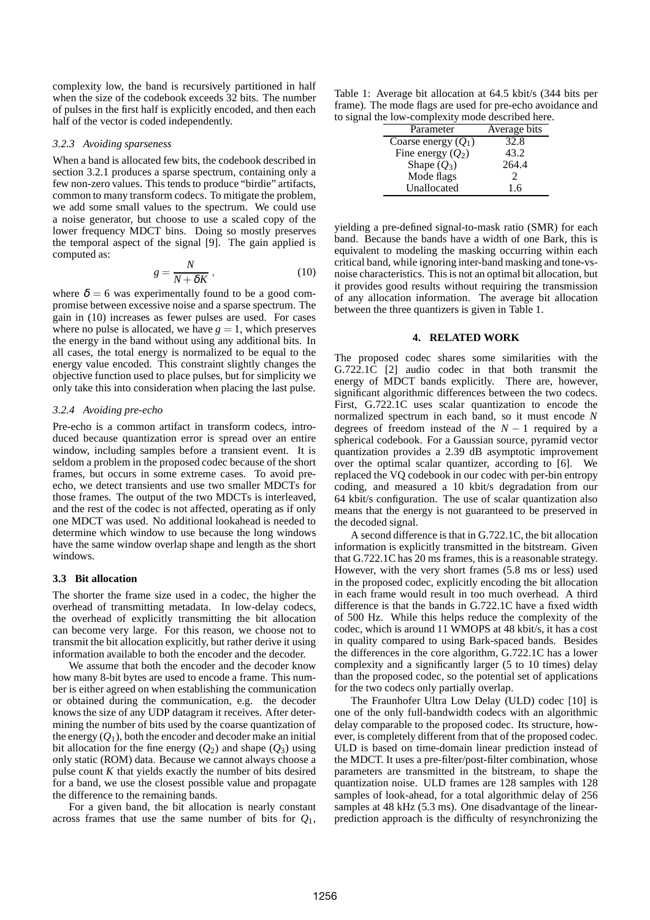complexity low, the band is recursively partitioned in half when the size of the codebook exceeds 32 bits. The number of pulses in the first half is explicitly encoded, and then each half of the vector is coded independently.

#### *3.2.3 Avoiding sparseness*

When a band is allocated few bits, the codebook described in section 3.2.1 produces a sparse spectrum, containing only a few non-zero values. This tends to produce "birdie" artifacts, common to many transform codecs. To mitigate the problem, we add some small values to the spectrum. We could use a noise generator, but choose to use a scaled copy of the lower frequency MDCT bins. Doing so mostly preserves the temporal aspect of the signal [9]. The gain applied is computed as:

$$g = \frac{N}{N + \delta K}\,, \qquad (10)$$

where $\delta = 6$ was experimentally found to be a good compromise between excessive noise and a sparse spectrum. The gain in (10) increases as fewer pulses are used. For cases where no pulse is allocated, we have $g = 1$, which preserves the energy in the band without using any additional bits. In all cases, the total energy is normalized to be equal to the energy value encoded. This constraint slightly changes the objective function used to place pulses, but for simplicity we only take this into consideration when placing the last pulse.

#### *3.2.4 Avoiding pre-echo*

Pre-echo is a common artifact in transform codecs, introduced because quantization error is spread over an entire window, including samples before a transient event. It is seldom a problem in the proposed codec because of the short frames, but occurs in some extreme cases. To avoid pre-echo, we detect transients and use two smaller MDCTs for those frames. The output of the two MDCTs is interleaved, and the rest of the codec is not affected, operating as if only one MDCT was used. No additional lookahead is needed to determine which window to use because the long windows have the same window overlap shape and length as the short windows.

### **3.3 Bit allocation**

The shorter the frame size used in a codec, the higher the overhead of transmitting metadata. In low-delay codecs, the overhead of explicitly transmitting the bit allocation can become very large. For this reason, we choose not to transmit the bit allocation explicitly, but rather derive it using information available to both the encoder and the decoder.

We assume that both the encoder and the decoder know how many 8-bit bytes are used to encode a frame. This number is either agreed on when establishing the communication or obtained during the communication, e.g. the decoder knows the size of any UDP datagram it receives. After determining the number of bits used by the coarse quantization of the energy ($Q_1$), both the encoder and decoder make an initial bit allocation for the fine energy ($Q_2$) and shape ($Q_3$) using only static (ROM) data. Because we cannot always choose a pulse count $K$ that yields exactly the number of bits desired for a band, we use the closest possible value and propagate the difference to the remaining bands.

For a given band, the bit allocation is nearly constant across frames that use the same number of bits for $Q_1$, yielding a pre-defined signal-to-mask ratio (SMR) for each band. Because the bands have a width of one Bark, this is equivalent to modeling the masking occurring within each critical band, while ignoring inter-band masking and tone-vs-noise characteristics. This is not an optimal bit allocation, but it provides good results without requiring the transmission of any allocation information. The average bit allocation between the three quantizers is given in Table 1.

Table 1: Average bit allocation at 64.5 kbit/s (344 bits per frame). The mode flags are used for pre-echo avoidance and to signal the low-complexity mode described here.

| Parameter | Average bits |
|---|---|
| Coarse energy ($Q_1$) | 32.8 |
| Fine energy ($Q_2$) | 43.2 |
| Shape ($Q_3$) | 264.4 |
| Mode flags | 2 |
| Unallocated | 1.6 |

## **4. RELATED WORK**

The proposed codec shares some similarities with the G.722.1C [2] audio codec in that both transmit the energy of MDCT bands explicitly. There are, however, significant algorithmic differences between the two codecs. First, G.722.1C uses scalar quantization to encode the normalized spectrum in each band, so it must encode $N$ degrees of freedom instead of the $N-1$ required by a spherical codebook. For a Gaussian source, pyramid vector quantization provides a 2.39 dB asymptotic improvement over the optimal scalar quantizer, according to [6]. We replaced the VQ codebook in our codec with per-bin entropy coding, and measured a 10 kbit/s degradation from our 64 kbit/s configuration. The use of scalar quantization also means that the energy is not guaranteed to be preserved in the decoded signal.

A second difference is that in G.722.1C, the bit allocation information is explicitly transmitted in the bitstream. Given that G.722.1C has 20 ms frames, this is a reasonable strategy. However, with the very short frames (5.8 ms or less) used in the proposed codec, explicitly encoding the bit allocation in each frame would result in too much overhead. A third difference is that the bands in G.722.1C have a fixed width of 500 Hz. While this helps reduce the complexity of the codec, which is around 11 WMOPS at 48 kbit/s, it has a cost in quality compared to using Bark-spaced bands. Besides the differences in the core algorithm, G.722.1C has a lower complexity and a significantly larger (5 to 10 times) delay than the proposed codec, so the potential set of applications for the two codecs only partially overlap.

The Fraunhofer Ultra Low Delay (ULD) codec [10] is one of the only full-bandwidth codecs with an algorithmic delay comparable to the proposed codec. Its structure, however, is completely different from that of the proposed codec. ULD is based on time-domain linear prediction instead of the MDCT. It uses a pre-filter/post-filter combination, whose parameters are transmitted in the bitstream, to shape the quantization noise. ULD frames are 128 samples with 128 samples of look-ahead, for a total algorithmic delay of 256 samples at 48 kHz (5.3 ms). One disadvantage of the linear-prediction approach is the difficulty of resynchronizing the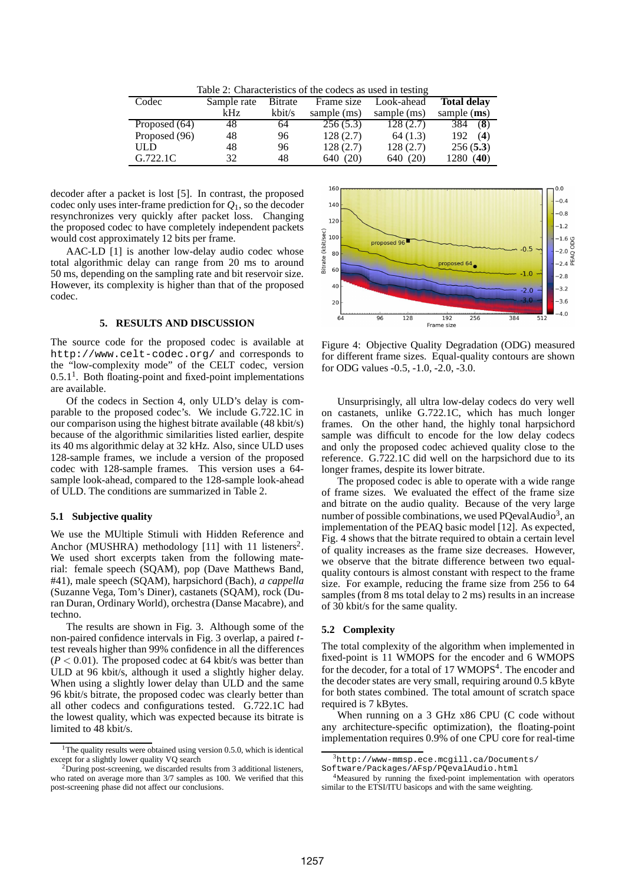Table 2: Characteristics of the codecs as used in testing

| Codec | Sample rate kHz | Bitrate kbit/s | Frame size sample (ms) | Look-ahead sample (ms) | **Total delay** sample (**ms**) |
|---|---|---|---|---|---|
| Proposed (64) | 48 | 64 | 256 (5.3) | 128 (2.7) | 384 (**8**) |
| Proposed (96) | 48 | 96 | 128 (2.7) | 64 (1.3) | 192 (**4**) |
| ULD | 48 | 96 | 128 (2.7) | 128 (2.7) | 256 (**5.3**) |
| G.722.1C | 32 | 48 | 640 (20) | 640 (20) | 1280 (**40**) |

decoder after a packet is lost [5]. In contrast, the proposed codec only uses inter-frame prediction for $Q_1$, so the decoder resynchronizes very quickly after packet loss. Changing the proposed codec to have completely independent packets would cost approximately 12 bits per frame.

AAC-LD [1] is another low-delay audio codec whose total algorithmic delay can range from 20 ms to around 50 ms, depending on the sampling rate and bit reservoir size. However, its complexity is higher than that of the proposed codec.

## 5. RESULTS AND DISCUSSION

The source code for the proposed codec is available at http://www.celt-codec.org/ and corresponds to the "low-complexity mode" of the CELT codec, version 0.5.1[1]. Both floating-point and fixed-point implementations are available.

Of the codecs in Section 4, only ULD's delay is comparable to the proposed codec's. We include G.722.1C in our comparison using the highest bitrate available (48 kbit/s) because of the algorithmic similarities listed earlier, despite its 40 ms algorithmic delay at 32 kHz. Also, since ULD uses 128-sample frames, we include a version of the proposed codec with 128-sample frames. This version uses a 64-sample look-ahead, compared to the 128-sample look-ahead of ULD. The conditions are summarized in Table 2.

### 5.1 Subjective quality

We use the MUltiple Stimuli with Hidden Reference and Anchor (MUSHRA) methodology [11] with 11 listeners[2]. We used short excerpts taken from the following material: female speech (SQAM), pop (Dave Matthews Band, #41), male speech (SQAM), harpsichord (Bach), *a cappella* (Suzanne Vega, Tom's Diner), castanets (SQAM), rock (Duran Duran, Ordinary World), orchestra (Danse Macabre), and techno.

The results are shown in Fig. 3. Although some of the non-paired confidence intervals in Fig. 3 overlap, a paired $t$-test reveals higher than 99% confidence in all the differences ($P < 0.01$). The proposed codec at 64 kbit/s was better than ULD at 96 kbit/s, although it used a slightly higher delay. When using a slightly lower delay than ULD and the same 96 kbit/s bitrate, the proposed codec was clearly better than all other codecs and configurations tested. G.722.1C had the lowest quality, which was expected because its bitrate is limited to 48 kbit/s.

[1] The quality results were obtained using version 0.5.0, which is identical except for a slightly lower quality VQ search

[2] During post-screening, we discarded results from 3 additional listeners, who rated on average more than 3/7 samples as 100. We verified that this post-screening phase did not affect our conclusions.

160
140
120
100
80
60
40
20
Bitrate (kbit/sec)
proposed 96
proposed 64
-0.5
-1.0
-2.0
-3.0
64 96 128 192 256 384 512
Frame size
0.0 −0.4 −0.8 −1.2 −1.6 −2.0 −2.4 −2.8 −3.2 −3.6 −4.0
PEAQ ODG

Figure 4: Objective Quality Degradation (ODG) measured for different frame sizes. Equal-quality contours are shown for ODG values -0.5, -1.0, -2.0, -3.0.

Unsurprisingly, all ultra low-delay codecs do very well on castanets, unlike G.722.1C, which has much longer frames. On the other hand, the highly tonal harpsichord sample was difficult to encode for the low delay codecs and only the proposed codec achieved quality close to the reference. G.722.1C did well on the harpsichord due to its longer frames, despite its lower bitrate.

The proposed codec is able to operate with a wide range of frame sizes. We evaluated the effect of the frame size and bitrate on the audio quality. Because of the very large number of possible combinations, we used PQevalAudio[3], an implementation of the PEAQ basic model [12]. As expected, Fig. 4 shows that the bitrate required to obtain a certain level of quality increases as the frame size decreases. However, we observe that the bitrate difference between two equal-quality contours is almost constant with respect to the frame size. For example, reducing the frame size from 256 to 64 samples (from 8 ms total delay to 2 ms) results in an increase of 30 kbit/s for the same quality.

### 5.2 Complexity

The total complexity of the algorithm when implemented in fixed-point is 11 WMOPS for the encoder and 6 WMOPS for the decoder, for a total of 17 WMOPS[4]. The encoder and the decoder states are very small, requiring around 0.5 kByte for both states combined. The total amount of scratch space required is 7 kBytes.

When running on a 3 GHz x86 CPU (C code without any architecture-specific optimization), the floating-point implementation requires 0.9% of one CPU core for real-time

[3] http://www-mmsp.ece.mcgill.ca/Documents/Software/Packages/AFsp/PQevalAudio.html

[4] Measured by running the fixed-point implementation with operators similar to the ETSI/ITU basicops and with the same weighting.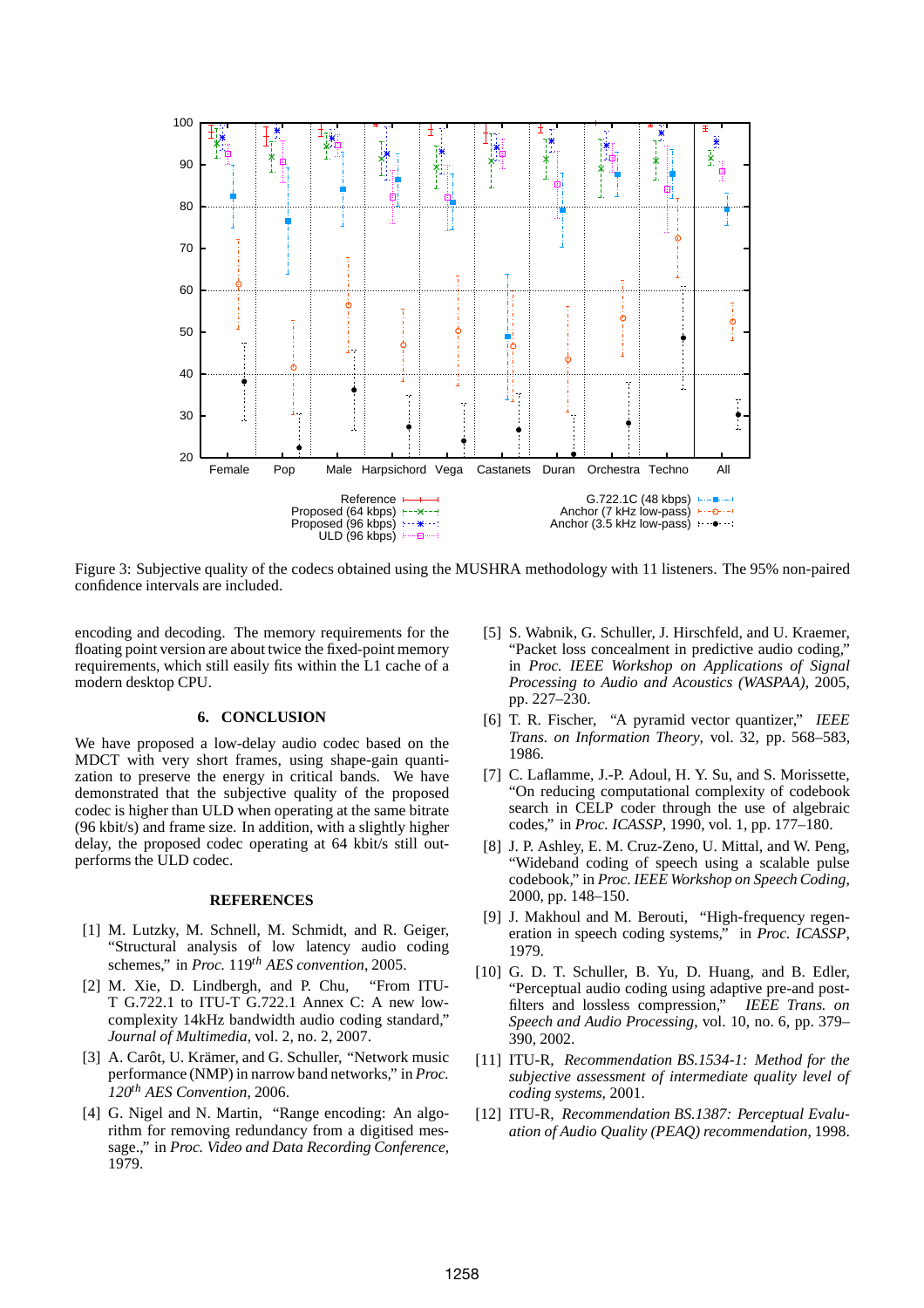100
90
80
70
60
50
40
30
20

Female Pop Male Harpsichord Vega Castanets Duran Orchestra Techno All

Reference
Proposed (64 kbps)
Proposed (96 kbps)
ULD (96 kbps)
G.722.1C (48 kbps)
Anchor (7 kHz low-pass)
Anchor (3.5 kHz low-pass)

Figure 3: Subjective quality of the codecs obtained using the MUSHRA methodology with 11 listeners. The 95% non-paired confidence intervals are included.

encoding and decoding. The memory requirements for the floating point version are about twice the fixed-point memory requirements, which still easily fits within the L1 cache of a modern desktop CPU.

## 6. CONCLUSION

We have proposed a low-delay audio codec based on the MDCT with very short frames, using shape-gain quantization to preserve the energy in critical bands. We have demonstrated that the subjective quality of the proposed codec is higher than ULD when operating at the same bitrate (96 kbit/s) and frame size. In addition, with a slightly higher delay, the proposed codec operating at 64 kbit/s still outperforms the ULD codec.

## REFERENCES

[1] M. Lutzky, M. Schnell, M. Schmidt, and R. Geiger, "Structural analysis of low latency audio coding schemes," in *Proc.* 119*th AES convention*, 2005.

[2] M. Xie, D. Lindbergh, and P. Chu, "From ITU-T G.722.1 to ITU-T G.722.1 Annex C: A new low-complexity 14kHz bandwidth audio coding standard," *Journal of Multimedia*, vol. 2, no. 2, 2007.

[3] A. Carôt, U. Krämer, and G. Schuller, "Network music performance (NMP) in narrow band networks," in *Proc. 120th AES Convention*, 2006.

[4] G. Nigel and N. Martin, "Range encoding: An algorithm for removing redundancy from a digitised message.," in *Proc. Video and Data Recording Conference*, 1979.

[5] S. Wabnik, G. Schuller, J. Hirschfeld, and U. Kraemer, "Packet loss concealment in predictive audio coding," in *Proc. IEEE Workshop on Applications of Signal Processing to Audio and Acoustics (WASPAA)*, 2005, pp. 227–230.

[6] T. R. Fischer, "A pyramid vector quantizer," *IEEE Trans. on Information Theory*, vol. 32, pp. 568–583, 1986.

[7] C. Laflamme, J.-P. Adoul, H. Y. Su, and S. Morissette, "On reducing computational complexity of codebook search in CELP coder through the use of algebraic codes," in *Proc. ICASSP*, 1990, vol. 1, pp. 177–180.

[8] J. P. Ashley, E. M. Cruz-Zeno, U. Mittal, and W. Peng, "Wideband coding of speech using a scalable pulse codebook," in *Proc. IEEE Workshop on Speech Coding*, 2000, pp. 148–150.

[9] J. Makhoul and M. Berouti, "High-frequency regeneration in speech coding systems," in *Proc. ICASSP*, 1979.

[10] G. D. T. Schuller, B. Yu, D. Huang, and B. Edler, "Perceptual audio coding using adaptive pre-and post-filters and lossless compression," *IEEE Trans. on Speech and Audio Processing*, vol. 10, no. 6, pp. 379–390, 2002.

[11] ITU-R, *Recommendation BS.1534-1: Method for the subjective assessment of intermediate quality level of coding systems*, 2001.

[12] ITU-R, *Recommendation BS.1387: Perceptual Evaluation of Audio Quality (PEAQ) recommendation*, 1998.